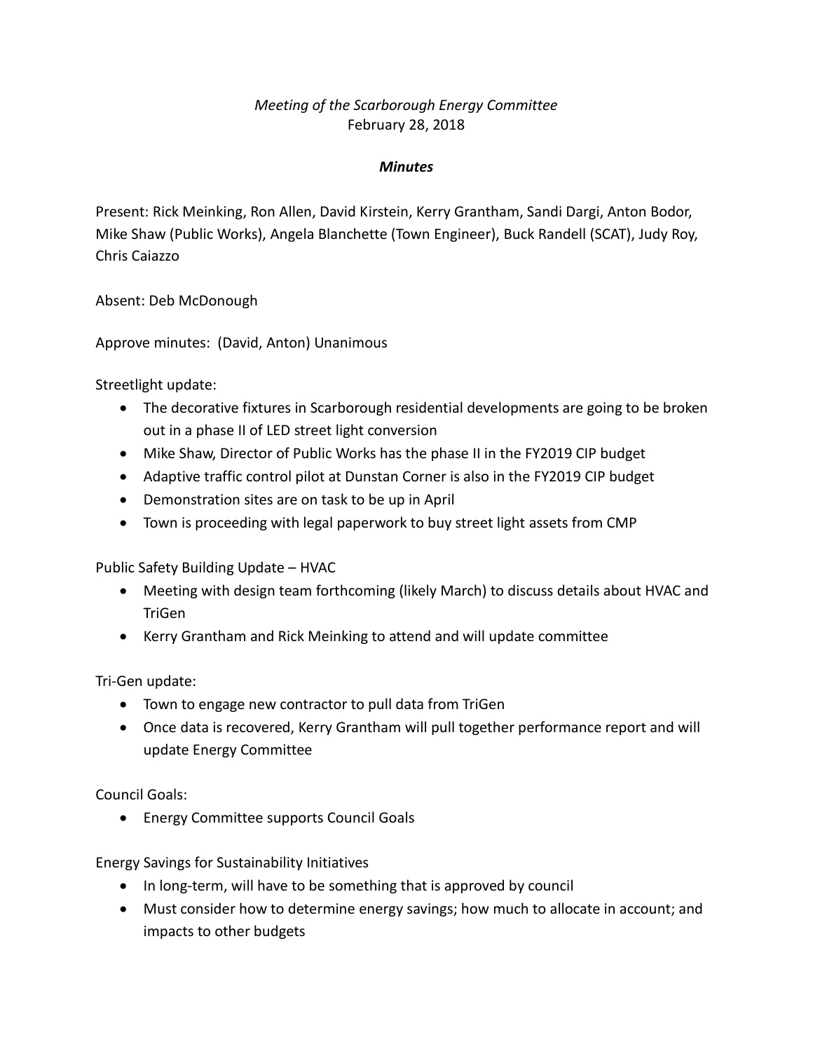*Meeting of the Scarborough Energy Committee*
February 28, 2018

***Minutes***

Present: Rick Meinking, Ron Allen, David Kirstein, Kerry Grantham, Sandi Dargi, Anton Bodor, Mike Shaw (Public Works), Angela Blanchette (Town Engineer), Buck Randell (SCAT), Judy Roy, Chris Caiazzo

Absent: Deb McDonough

Approve minutes: (David, Anton) Unanimous

Streetlight update:

- The decorative fixtures in Scarborough residential developments are going to be broken out in a phase II of LED street light conversion
- Mike Shaw, Director of Public Works has the phase II in the FY2019 CIP budget
- Adaptive traffic control pilot at Dunstan Corner is also in the FY2019 CIP budget
- Demonstration sites are on task to be up in April
- Town is proceeding with legal paperwork to buy street light assets from CMP

Public Safety Building Update – HVAC

- Meeting with design team forthcoming (likely March) to discuss details about HVAC and TriGen
- Kerry Grantham and Rick Meinking to attend and will update committee

Tri-Gen update:

- Town to engage new contractor to pull data from TriGen
- Once data is recovered, Kerry Grantham will pull together performance report and will update Energy Committee

Council Goals:

- Energy Committee supports Council Goals

Energy Savings for Sustainability Initiatives

- In long-term, will have to be something that is approved by council
- Must consider how to determine energy savings; how much to allocate in account; and impacts to other budgets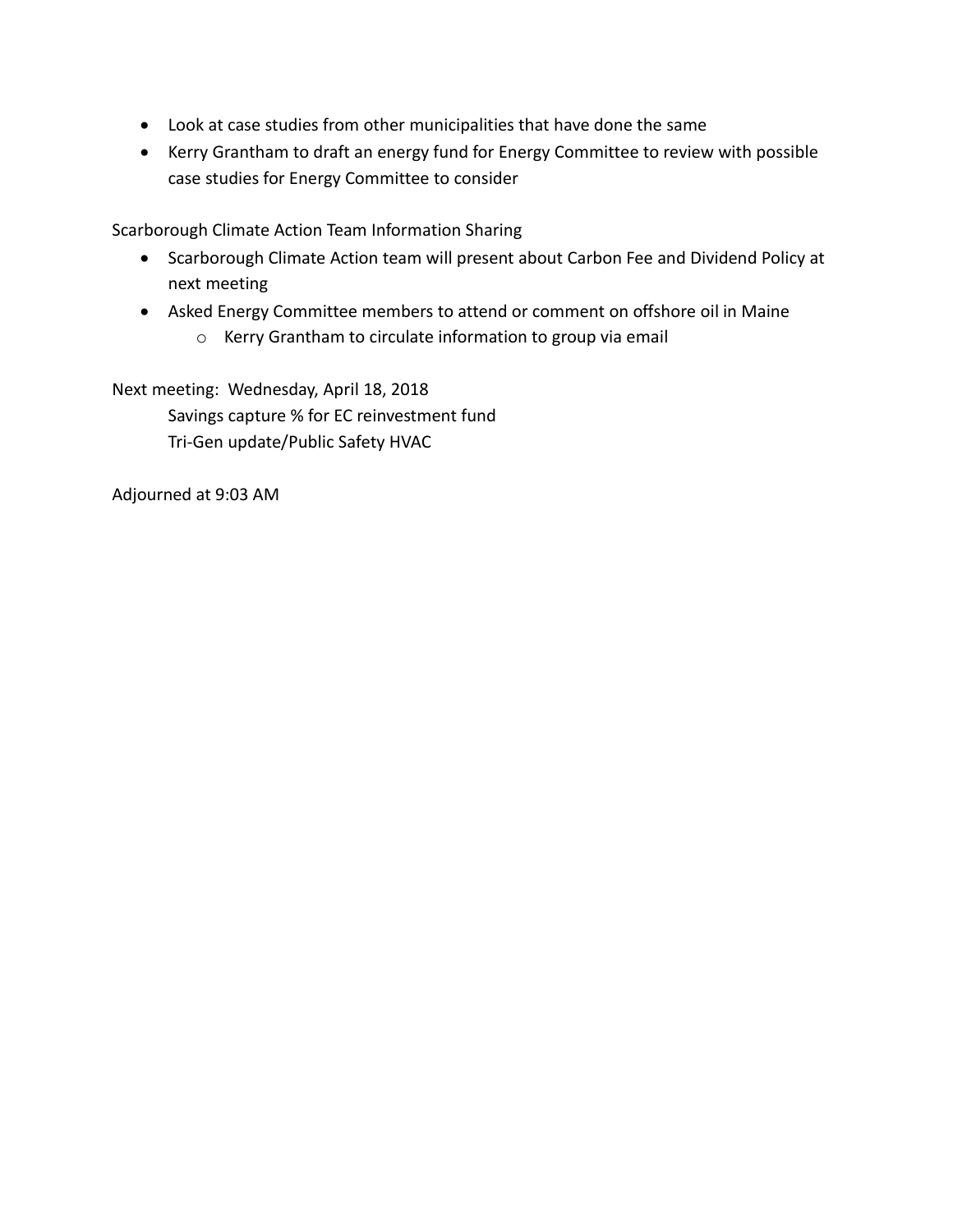- Look at case studies from other municipalities that have done the same
- Kerry Grantham to draft an energy fund for Energy Committee to review with possible case studies for Energy Committee to consider

Scarborough Climate Action Team Information Sharing

- Scarborough Climate Action team will present about Carbon Fee and Dividend Policy at next meeting
- Asked Energy Committee members to attend or comment on offshore oil in Maine
  - Kerry Grantham to circulate information to group via email

Next meeting: Wednesday, April 18, 2018

Savings capture % for EC reinvestment fund

Tri-Gen update/Public Safety HVAC

Adjourned at 9:03 AM